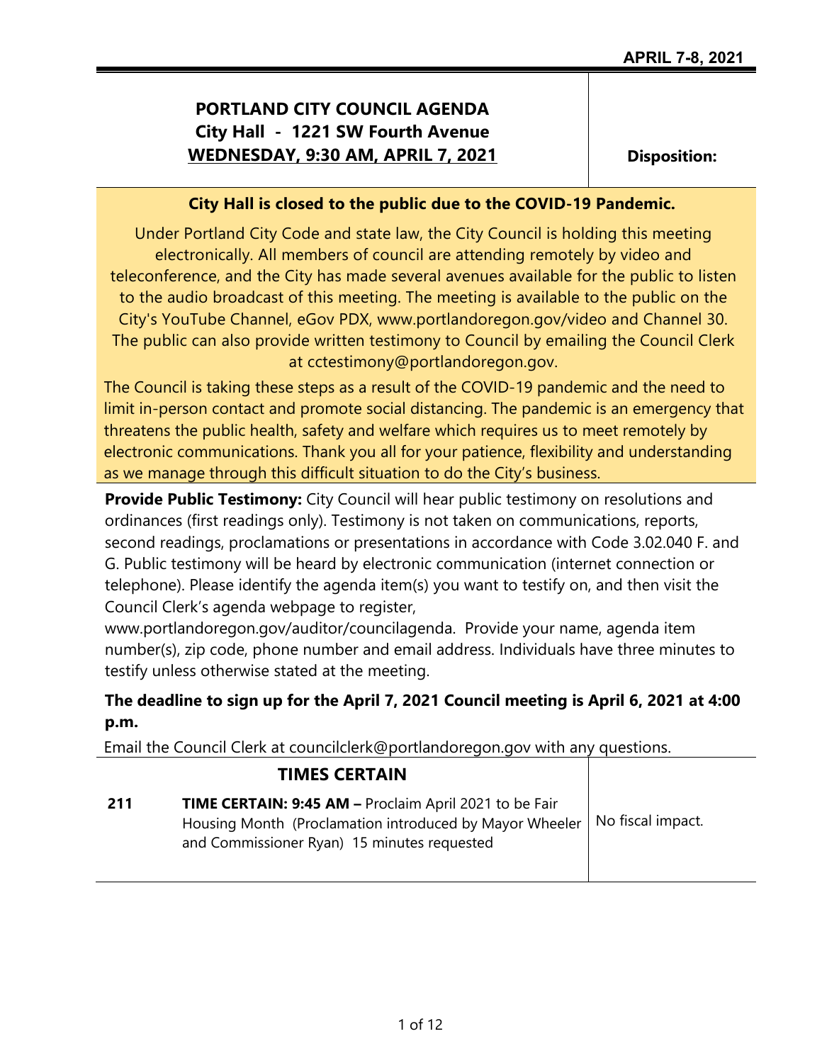APRIL 7-8, 2021

# PORTLAND CITY COUNCIL AGENDA
## City Hall - 1221 SW Fourth Avenue
## WEDNESDAY, 9:30 AM, APRIL 7, 2021

**Disposition:**

**City Hall is closed to the public due to the COVID-19 Pandemic.**

Under Portland City Code and state law, the City Council is holding this meeting electronically. All members of council are attending remotely by video and teleconference, and the City has made several avenues available for the public to listen to the audio broadcast of this meeting. The meeting is available to the public on the City's YouTube Channel, eGov PDX, www.portlandoregon.gov/video and Channel 30. The public can also provide written testimony to Council by emailing the Council Clerk at cctestimony@portlandoregon.gov.

The Council is taking these steps as a result of the COVID-19 pandemic and the need to limit in-person contact and promote social distancing. The pandemic is an emergency that threatens the public health, safety and welfare which requires us to meet remotely by electronic communications. Thank you all for your patience, flexibility and understanding as we manage through this difficult situation to do the City's business.

**Provide Public Testimony:** City Council will hear public testimony on resolutions and ordinances (first readings only). Testimony is not taken on communications, reports, second readings, proclamations or presentations in accordance with Code 3.02.040 F. and G. Public testimony will be heard by electronic communication (internet connection or telephone). Please identify the agenda item(s) you want to testify on, and then visit the Council Clerk's agenda webpage to register, www.portlandoregon.gov/auditor/councilagenda. Provide your name, agenda item number(s), zip code, phone number and email address. Individuals have three minutes to testify unless otherwise stated at the meeting.

**The deadline to sign up for the April 7, 2021 Council meeting is April 6, 2021 at 4:00 p.m.**

Email the Council Clerk at councilclerk@portlandoregon.gov with any questions.

## TIMES CERTAIN

| | | |
|---|---|---|
| **211** | **TIME CERTAIN: 9:45 AM –** Proclaim April 2021 to be Fair Housing Month (Proclamation introduced by Mayor Wheeler and Commissioner Ryan) 15 minutes requested | No fiscal impact. |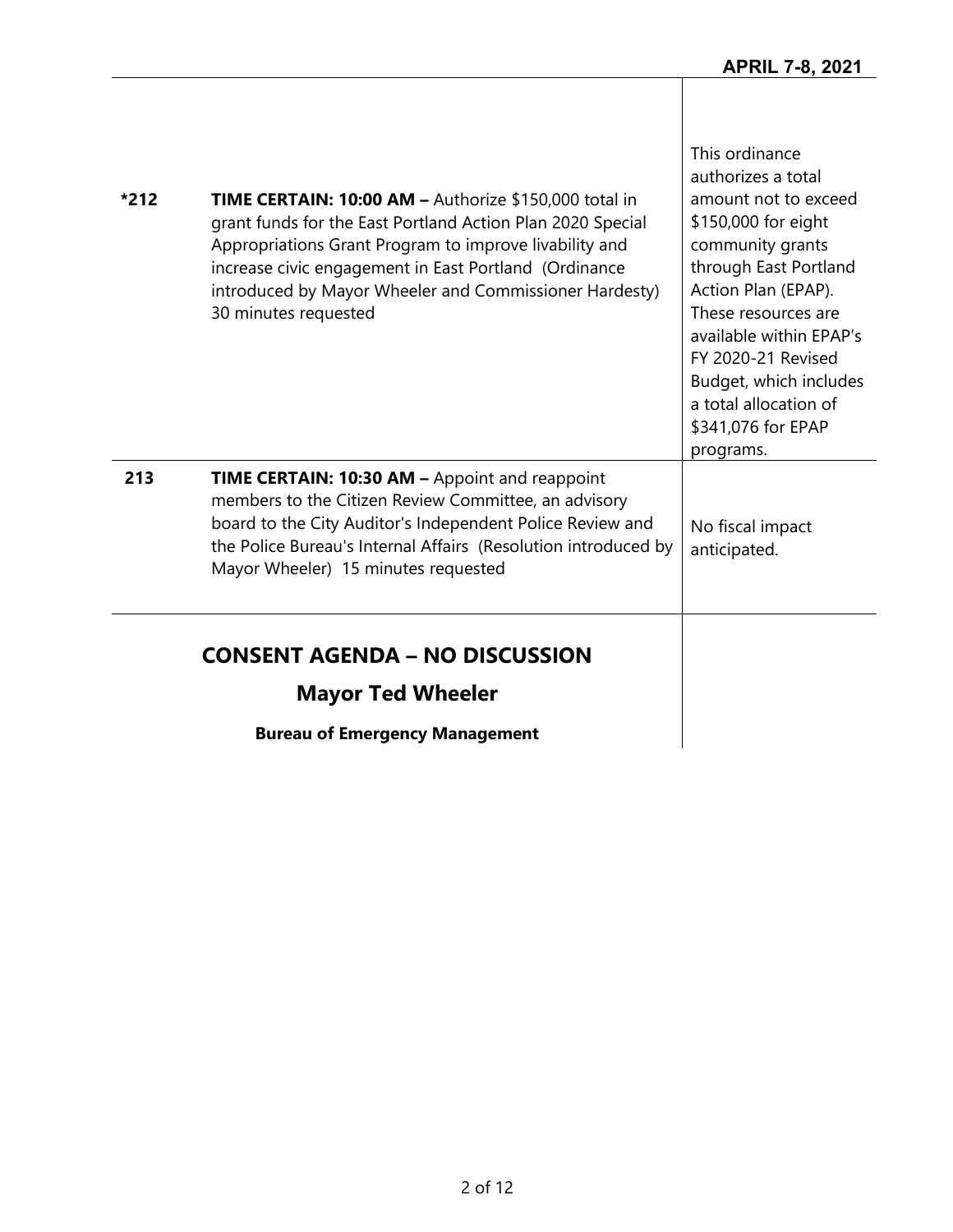| | | |
|---|---|---|
| *212 | **TIME CERTAIN: 10:00 AM –** Authorize $150,000 total in grant funds for the East Portland Action Plan 2020 Special Appropriations Grant Program to improve livability and increase civic engagement in East Portland (Ordinance introduced by Mayor Wheeler and Commissioner Hardesty) 30 minutes requested | This ordinance authorizes a total amount not to exceed $150,000 for eight community grants through East Portland Action Plan (EPAP). These resources are available within EPAP's FY 2020-21 Revised Budget, which includes a total allocation of $341,076 for EPAP programs. |
| 213 | **TIME CERTAIN: 10:30 AM –** Appoint and reappoint members to the Citizen Review Committee, an advisory board to the City Auditor's Independent Police Review and the Police Bureau's Internal Affairs (Resolution introduced by Mayor Wheeler) 15 minutes requested | No fiscal impact anticipated. |

## CONSENT AGENDA – NO DISCUSSION

### Mayor Ted Wheeler

**Bureau of Emergency Management**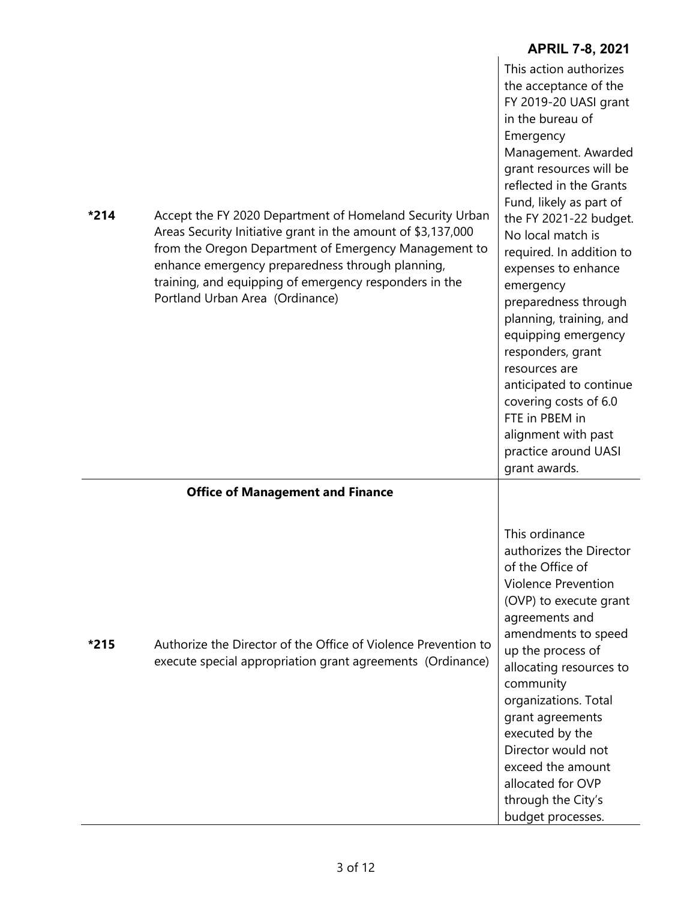| | | |
|---|---|---|
| **\*214** | Accept the FY 2020 Department of Homeland Security Urban Areas Security Initiative grant in the amount of $3,137,000 from the Oregon Department of Emergency Management to enhance emergency preparedness through planning, training, and equipping of emergency responders in the Portland Urban Area (Ordinance) | This action authorizes the acceptance of the FY 2019-20 UASI grant in the bureau of Emergency Management. Awarded grant resources will be reflected in the Grants Fund, likely as part of the FY 2021-22 budget. No local match is required. In addition to expenses to enhance emergency preparedness through planning, training, and equipping emergency responders, grant resources are anticipated to continue covering costs of 6.0 FTE in PBEM in alignment with past practice around UASI grant awards. |
| | **Office of Management and Finance** | |
| **\*215** | Authorize the Director of the Office of Violence Prevention to execute special appropriation grant agreements (Ordinance) | This ordinance authorizes the Director of the Office of Violence Prevention (OVP) to execute grant agreements and amendments to speed up the process of allocating resources to community organizations. Total grant agreements executed by the Director would not exceed the amount allocated for OVP through the City's budget processes. |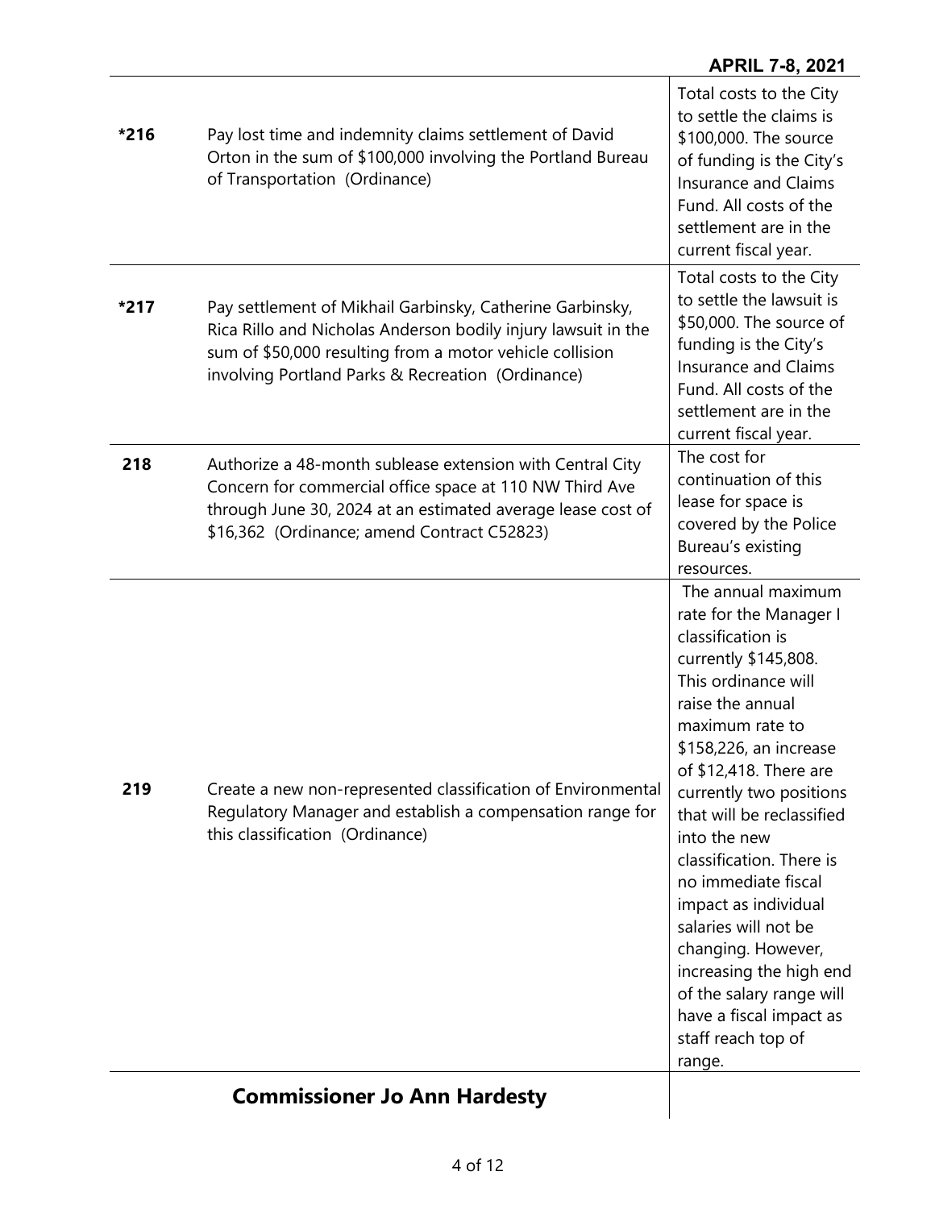| | | |
|---|---|---|
| *216 | Pay lost time and indemnity claims settlement of David Orton in the sum of $100,000 involving the Portland Bureau of Transportation (Ordinance) | Total costs to the City to settle the claims is $100,000. The source of funding is the City's Insurance and Claims Fund. All costs of the settlement are in the current fiscal year. |
| *217 | Pay settlement of Mikhail Garbinsky, Catherine Garbinsky, Rica Rillo and Nicholas Anderson bodily injury lawsuit in the sum of $50,000 resulting from a motor vehicle collision involving Portland Parks & Recreation (Ordinance) | Total costs to the City to settle the lawsuit is $50,000. The source of funding is the City's Insurance and Claims Fund. All costs of the settlement are in the current fiscal year. |
| 218 | Authorize a 48-month sublease extension with Central City Concern for commercial office space at 110 NW Third Ave through June 30, 2024 at an estimated average lease cost of $16,362 (Ordinance; amend Contract C52823) | The cost for continuation of this lease for space is covered by the Police Bureau's existing resources. |
| 219 | Create a new non-represented classification of Environmental Regulatory Manager and establish a compensation range for this classification (Ordinance) | The annual maximum rate for the Manager I classification is currently $145,808. This ordinance will raise the annual maximum rate to $158,226, an increase of $12,418. There are currently two positions that will be reclassified into the new classification. There is no immediate fiscal impact as individual salaries will not be changing. However, increasing the high end of the salary range will have a fiscal impact as staff reach top of range. |

## Commissioner Jo Ann Hardesty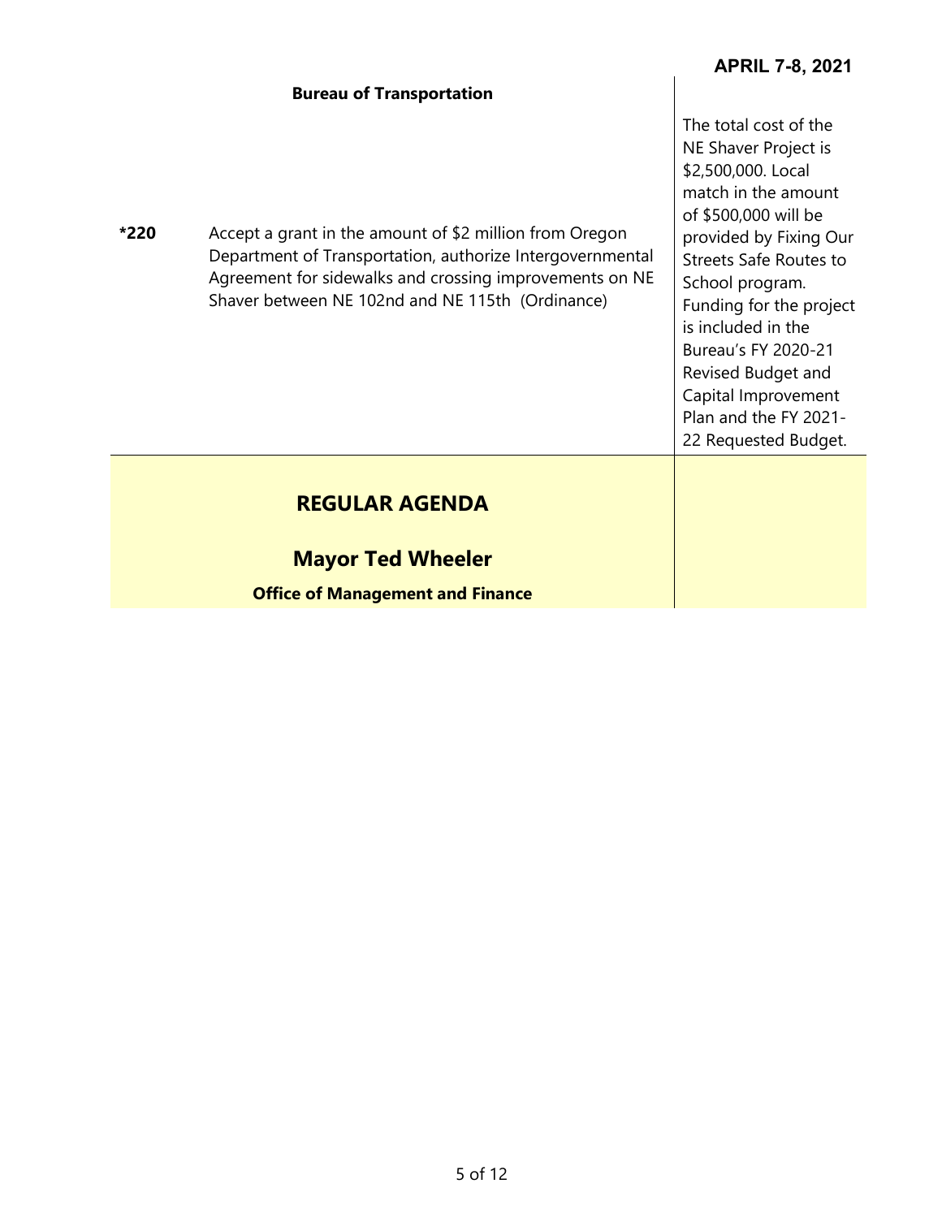### Bureau of Transportation

| | | |
|---|---|---|
| *220 | Accept a grant in the amount of $2 million from Oregon Department of Transportation, authorize Intergovernmental Agreement for sidewalks and crossing improvements on NE Shaver between NE 102nd and NE 115th (Ordinance) | The total cost of the NE Shaver Project is $2,500,000. Local match in the amount of $500,000 will be provided by Fixing Our Streets Safe Routes to School program. Funding for the project is included in the Bureau's FY 2020-21 Revised Budget and Capital Improvement Plan and the FY 2021-22 Requested Budget. |

## REGULAR AGENDA

## Mayor Ted Wheeler

### Office of Management and Finance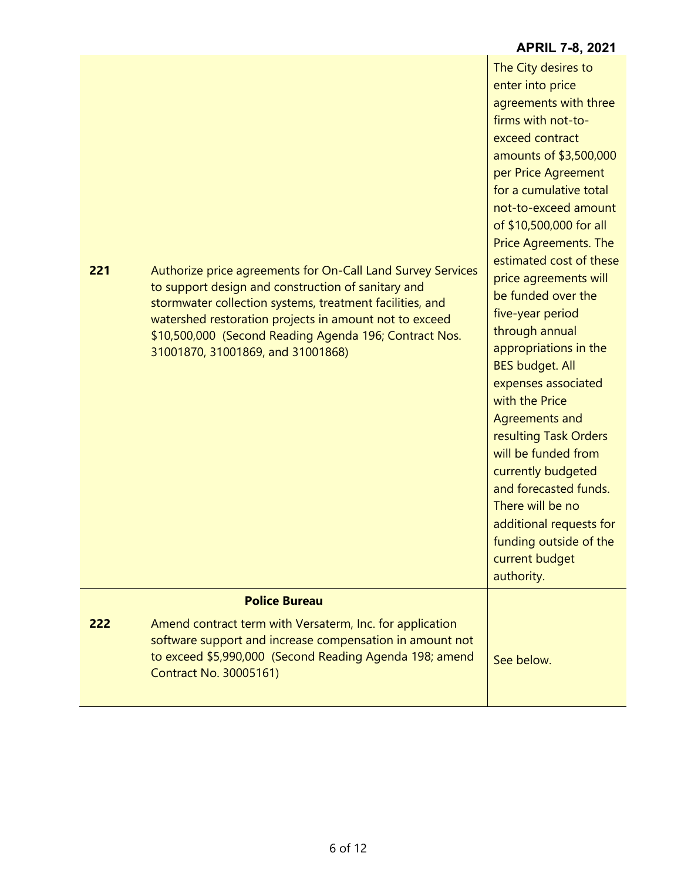| | | |
|---|---|---|
| **221** | Authorize price agreements for On-Call Land Survey Services to support design and construction of sanitary and stormwater collection systems, treatment facilities, and watershed restoration projects in amount not to exceed $10,500,000 (Second Reading Agenda 196; Contract Nos. 31001870, 31001869, and 31001868) | The City desires to enter into price agreements with three firms with not-to-exceed contract amounts of $3,500,000 per Price Agreement for a cumulative total not-to-exceed amount of $10,500,000 for all Price Agreements. The estimated cost of these price agreements will be funded over the five-year period through annual appropriations in the BES budget. All expenses associated with the Price Agreements and resulting Task Orders will be funded from currently budgeted and forecasted funds. There will be no additional requests for funding outside of the current budget authority. |
| | **Police Bureau** | |
| **222** | Amend contract term with Versaterm, Inc. for application software support and increase compensation in amount not to exceed $5,990,000 (Second Reading Agenda 198; amend Contract No. 30005161) | See below. |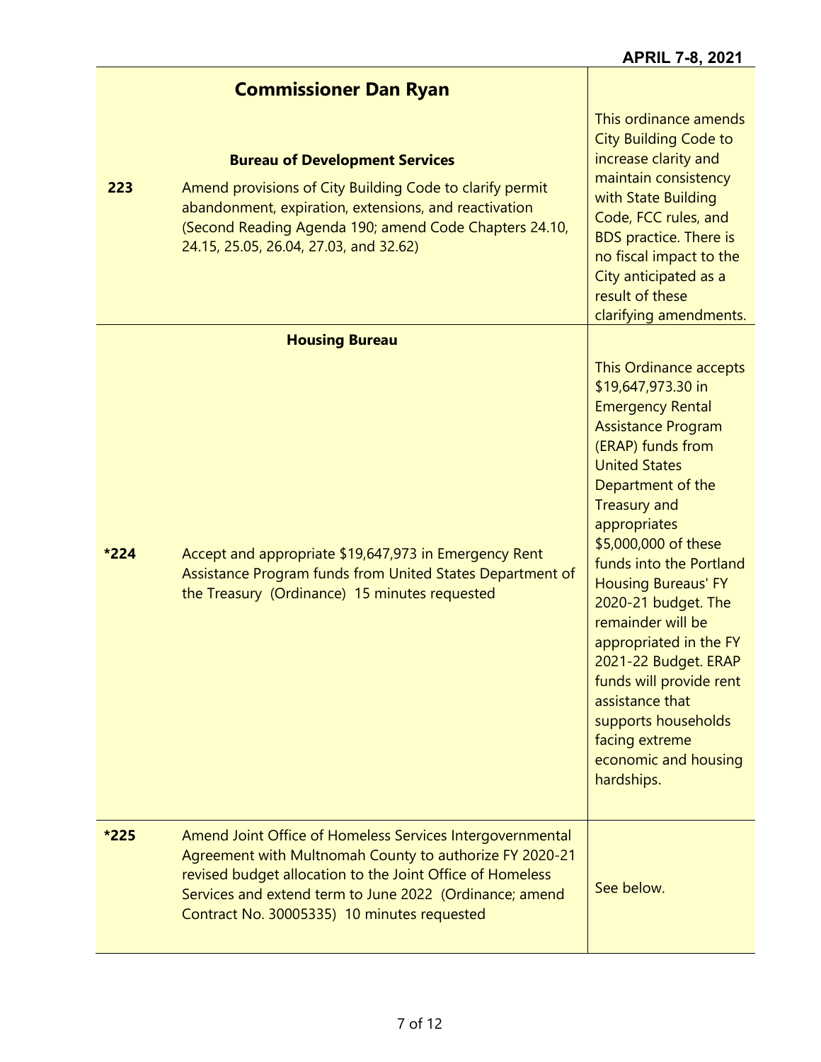APRIL 7-8, 2021

| | Commissioner Dan Ryan | |
|---|---|---|
| | **Bureau of Development Services** | |
| **223** | Amend provisions of City Building Code to clarify permit abandonment, expiration, extensions, and reactivation (Second Reading Agenda 190; amend Code Chapters 24.10, 24.15, 25.05, 26.04, 27.03, and 32.62) | This ordinance amends City Building Code to increase clarity and maintain consistency with State Building Code, FCC rules, and BDS practice. There is no fiscal impact to the City anticipated as a result of these clarifying amendments. |
| | **Housing Bureau** | |
| **\*224** | Accept and appropriate $19,647,973 in Emergency Rent Assistance Program funds from United States Department of the Treasury (Ordinance) 15 minutes requested | This Ordinance accepts $19,647,973.30 in Emergency Rental Assistance Program (ERAP) funds from United States Department of the Treasury and appropriates $5,000,000 of these funds into the Portland Housing Bureaus' FY 2020-21 budget. The remainder will be appropriated in the FY 2021-22 Budget. ERAP funds will provide rent assistance that supports households facing extreme economic and housing hardships. |
| **\*225** | Amend Joint Office of Homeless Services Intergovernmental Agreement with Multnomah County to authorize FY 2020-21 revised budget allocation to the Joint Office of Homeless Services and extend term to June 2022 (Ordinance; amend Contract No. 30005335) 10 minutes requested | See below. |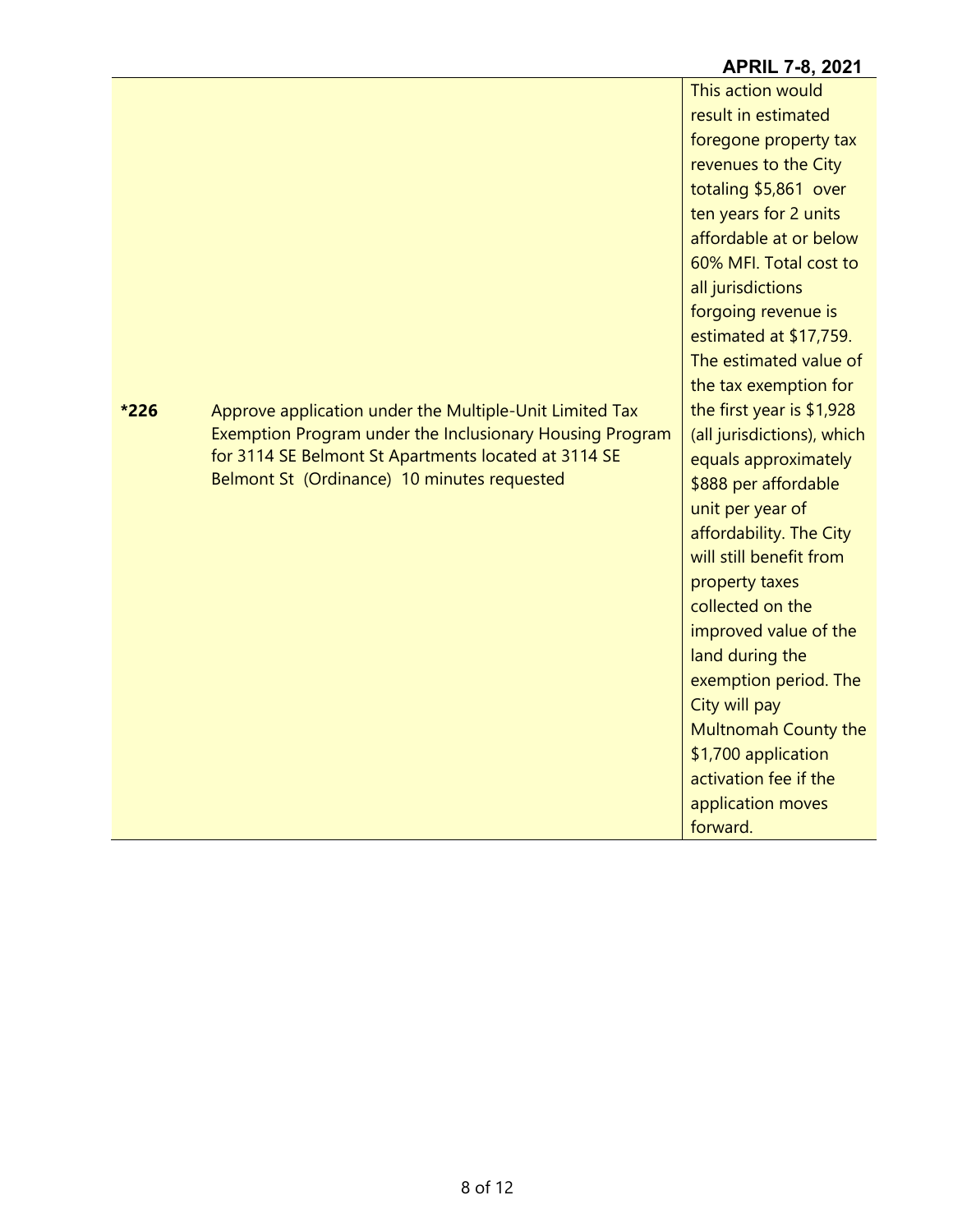| | | |
|---|---|---|
| *226 | Approve application under the Multiple-Unit Limited Tax Exemption Program under the Inclusionary Housing Program for 3114 SE Belmont St Apartments located at 3114 SE Belmont St (Ordinance) 10 minutes requested | This action would result in estimated foregone property tax revenues to the City totaling $5,861 over ten years for 2 units affordable at or below 60% MFI. Total cost to all jurisdictions forgoing revenue is estimated at $17,759. The estimated value of the tax exemption for the first year is $1,928 (all jurisdictions), which equals approximately $888 per affordable unit per year of affordability. The City will still benefit from property taxes collected on the improved value of the land during the exemption period. The City will pay Multnomah County the $1,700 application activation fee if the application moves forward. |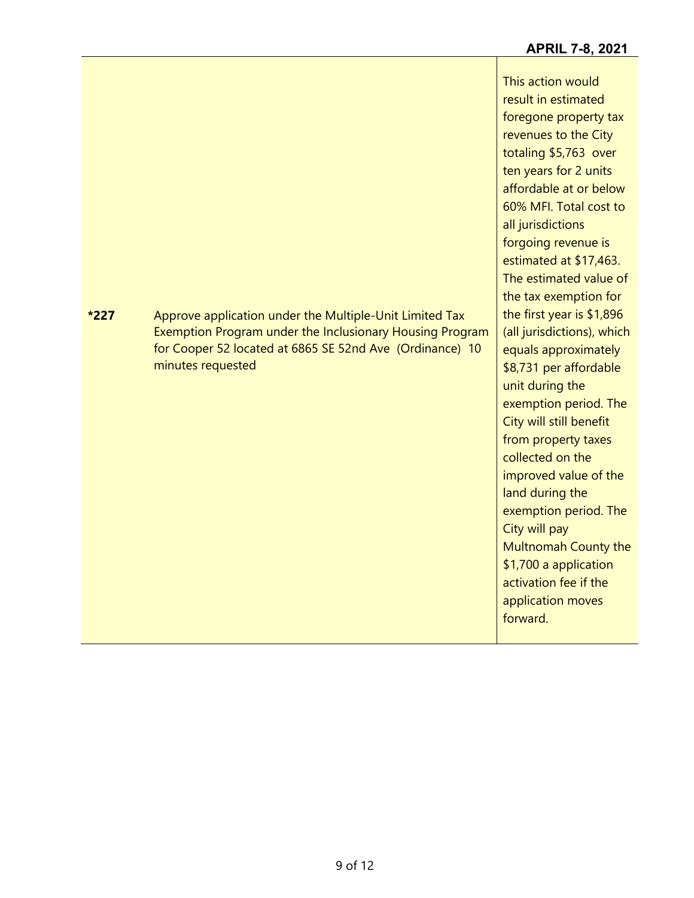| | | |
|---|---|---|
| *227 | Approve application under the Multiple-Unit Limited Tax Exemption Program under the Inclusionary Housing Program for Cooper 52 located at 6865 SE 52nd Ave (Ordinance) 10 minutes requested | This action would result in estimated foregone property tax revenues to the City totaling $5,763 over ten years for 2 units affordable at or below 60% MFI. Total cost to all jurisdictions forgoing revenue is estimated at $17,463. The estimated value of the tax exemption for the first year is $1,896 (all jurisdictions), which equals approximately $8,731 per affordable unit during the exemption period. The City will still benefit from property taxes collected on the improved value of the land during the exemption period. The City will pay Multnomah County the $1,700 a application activation fee if the application moves forward. |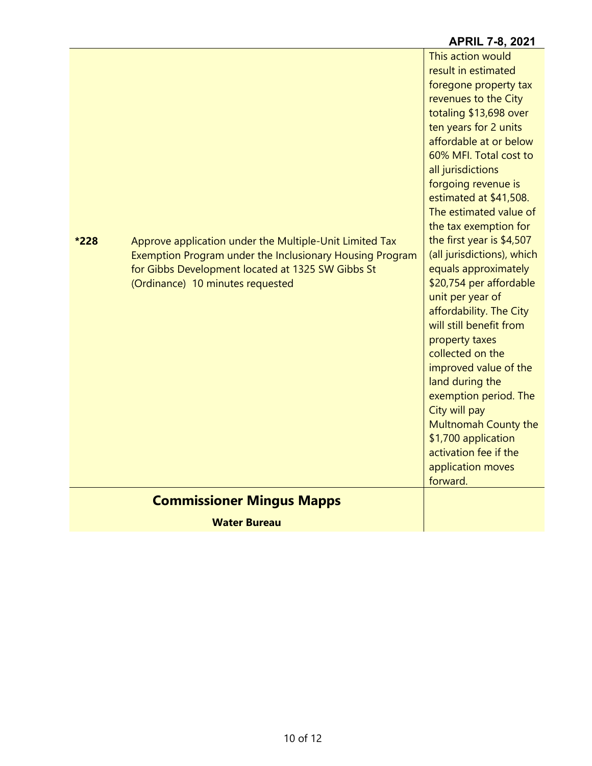| | | |
|---|---|---|
| *228 | Approve application under the Multiple-Unit Limited Tax Exemption Program under the Inclusionary Housing Program for Gibbs Development located at 1325 SW Gibbs St (Ordinance) 10 minutes requested | This action would result in estimated foregone property tax revenues to the City totaling $13,698 over ten years for 2 units affordable at or below 60% MFI. Total cost to all jurisdictions forgoing revenue is estimated at $41,508. The estimated value of the tax exemption for the first year is $4,507 (all jurisdictions), which equals approximately $20,754 per affordable unit per year of affordability. The City will still benefit from property taxes collected on the improved value of the land during the exemption period. The City will pay Multnomah County the $1,700 application activation fee if the application moves forward. |

## Commissioner Mingus Mapps

**Water Bureau**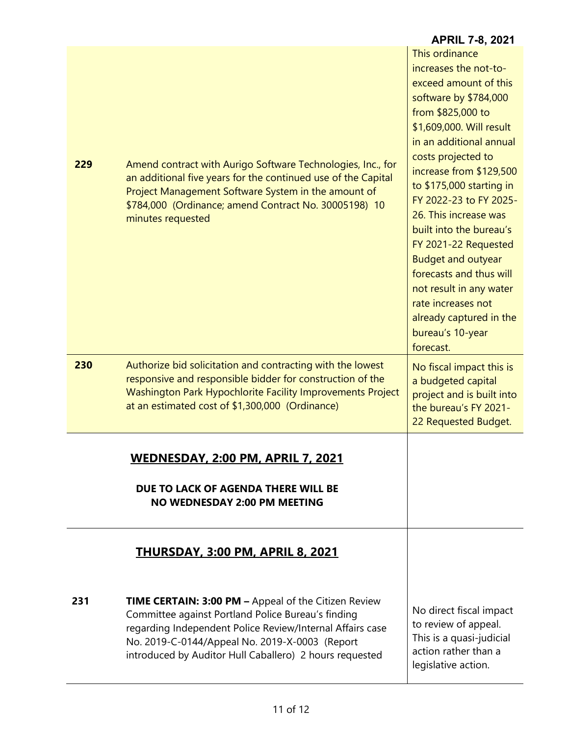| | | |
|---|---|---|
| **229** | Amend contract with Aurigo Software Technologies, Inc., for an additional five years for the continued use of the Capital Project Management Software System in the amount of $784,000 (Ordinance; amend Contract No. 30005198) 10 minutes requested | This ordinance increases the not-to-exceed amount of this software by $784,000 from $825,000 to $1,609,000. Will result in an additional annual costs projected to increase from $129,500 to $175,000 starting in FY 2022-23 to FY 2025-26. This increase was built into the bureau's FY 2021-22 Requested Budget and outyear forecasts and thus will not result in any water rate increases not already captured in the bureau's 10-year forecast. |
| **230** | Authorize bid solicitation and contracting with the lowest responsive and responsible bidder for construction of the Washington Park Hypochlorite Facility Improvements Project at an estimated cost of $1,300,000 (Ordinance) | No fiscal impact this is a budgeted capital project and is built into the bureau's FY 2021-22 Requested Budget. |

## WEDNESDAY, 2:00 PM, APRIL 7, 2021

**DUE TO LACK OF AGENDA THERE WILL BE NO WEDNESDAY 2:00 PM MEETING**

## THURSDAY, 3:00 PM, APRIL 8, 2021

| | | |
|---|---|---|
| **231** | **TIME CERTAIN: 3:00 PM –** Appeal of the Citizen Review Committee against Portland Police Bureau's finding regarding Independent Police Review/Internal Affairs case No. 2019-C-0144/Appeal No. 2019-X-0003 (Report introduced by Auditor Hull Caballero) 2 hours requested | No direct fiscal impact to review of appeal. This is a quasi-judicial action rather than a legislative action. |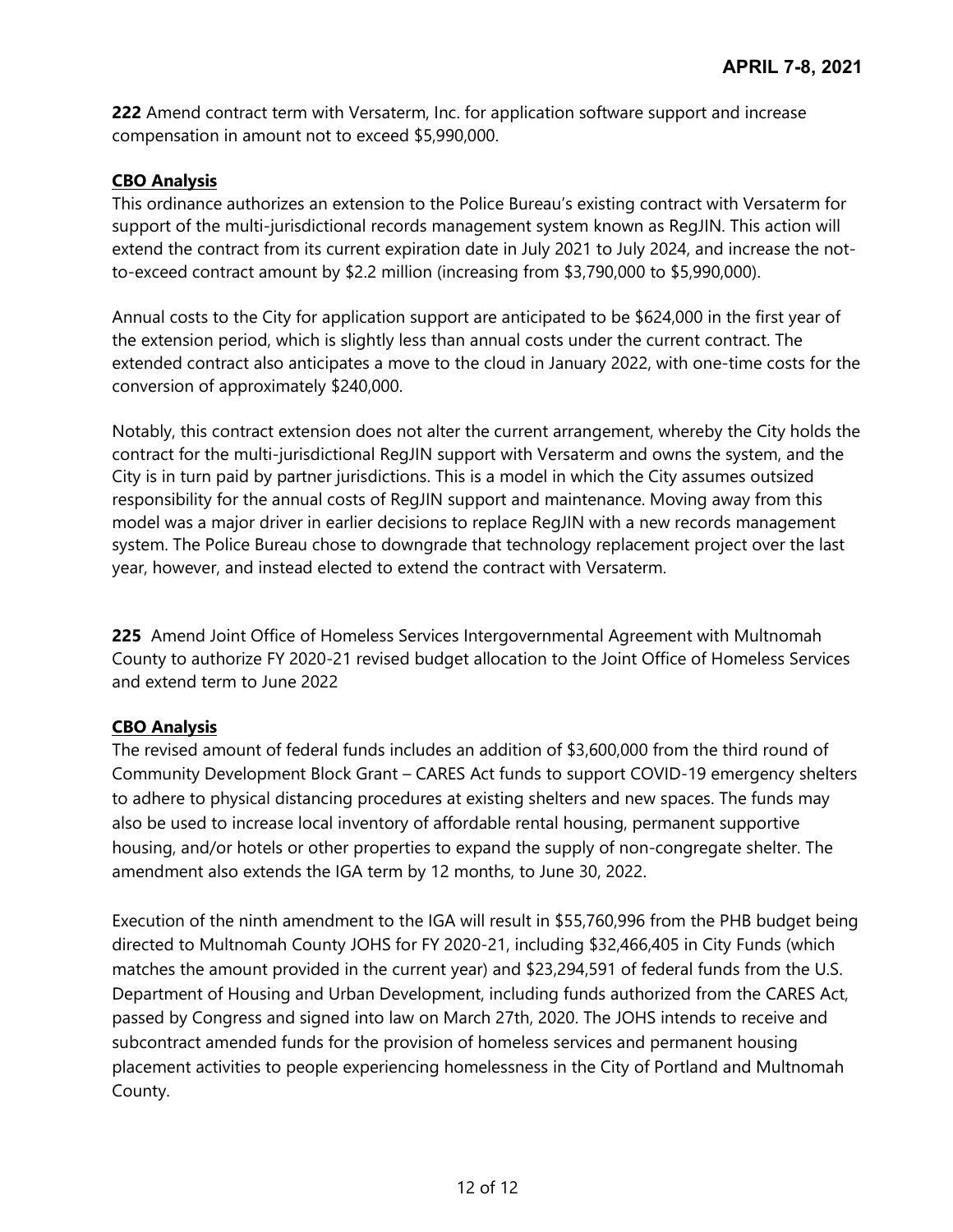**222** Amend contract term with Versaterm, Inc. for application software support and increase compensation in amount not to exceed $5,990,000.

**CBO Analysis**

This ordinance authorizes an extension to the Police Bureau's existing contract with Versaterm for support of the multi-jurisdictional records management system known as RegJIN. This action will extend the contract from its current expiration date in July 2021 to July 2024, and increase the not-to-exceed contract amount by $2.2 million (increasing from $3,790,000 to $5,990,000).

Annual costs to the City for application support are anticipated to be $624,000 in the first year of the extension period, which is slightly less than annual costs under the current contract. The extended contract also anticipates a move to the cloud in January 2022, with one-time costs for the conversion of approximately $240,000.

Notably, this contract extension does not alter the current arrangement, whereby the City holds the contract for the multi-jurisdictional RegJIN support with Versaterm and owns the system, and the City is in turn paid by partner jurisdictions. This is a model in which the City assumes outsized responsibility for the annual costs of RegJIN support and maintenance. Moving away from this model was a major driver in earlier decisions to replace RegJIN with a new records management system. The Police Bureau chose to downgrade that technology replacement project over the last year, however, and instead elected to extend the contract with Versaterm.

**225** Amend Joint Office of Homeless Services Intergovernmental Agreement with Multnomah County to authorize FY 2020-21 revised budget allocation to the Joint Office of Homeless Services and extend term to June 2022

**CBO Analysis**

The revised amount of federal funds includes an addition of $3,600,000 from the third round of Community Development Block Grant – CARES Act funds to support COVID-19 emergency shelters to adhere to physical distancing procedures at existing shelters and new spaces. The funds may also be used to increase local inventory of affordable rental housing, permanent supportive housing, and/or hotels or other properties to expand the supply of non-congregate shelter. The amendment also extends the IGA term by 12 months, to June 30, 2022.

Execution of the ninth amendment to the IGA will result in $55,760,996 from the PHB budget being directed to Multnomah County JOHS for FY 2020-21, including $32,466,405 in City Funds (which matches the amount provided in the current year) and $23,294,591 of federal funds from the U.S. Department of Housing and Urban Development, including funds authorized from the CARES Act, passed by Congress and signed into law on March 27th, 2020. The JOHS intends to receive and subcontract amended funds for the provision of homeless services and permanent housing placement activities to people experiencing homelessness in the City of Portland and Multnomah County.